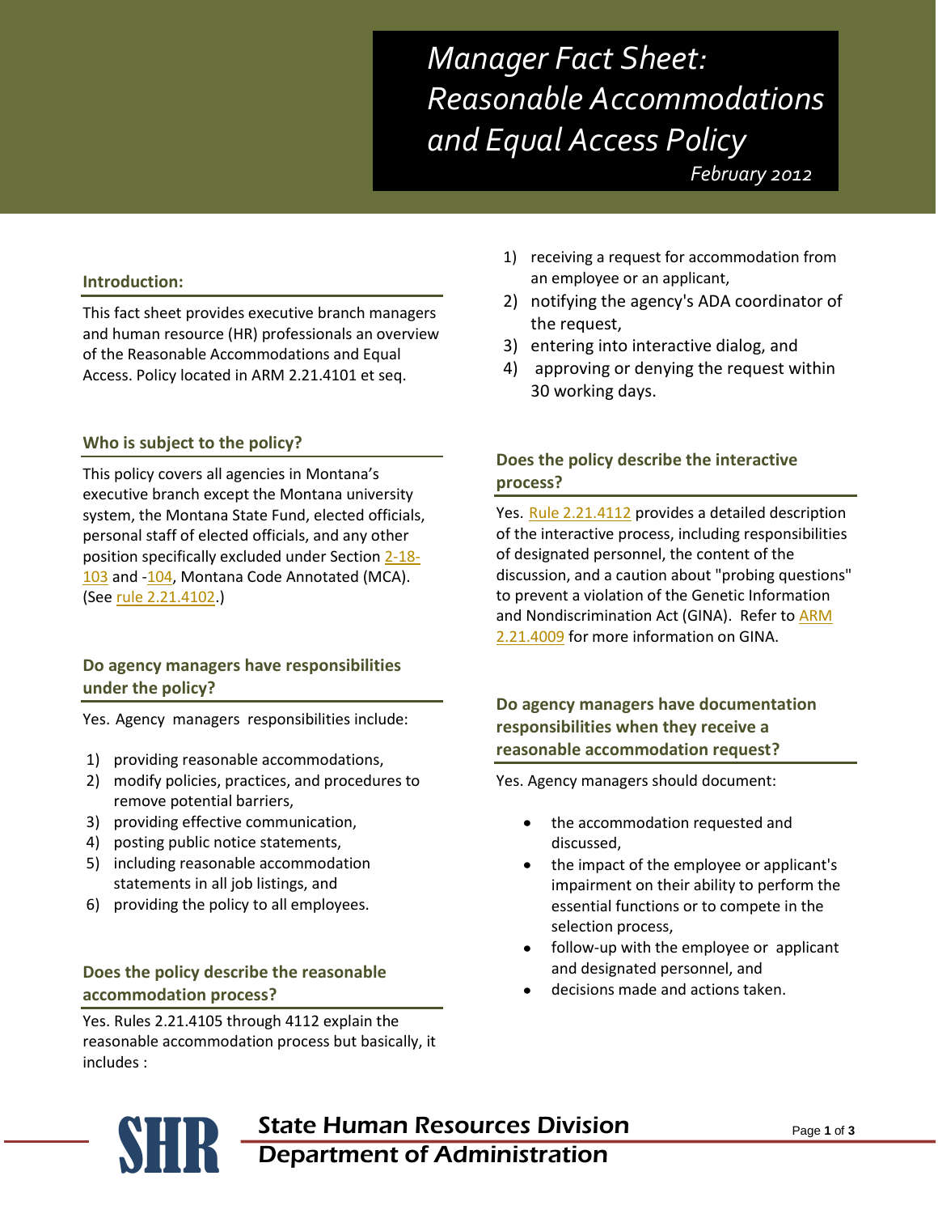# Manager Fact Sheet: Reasonable Accommodations and Equal Access Policy

*February 2012*

## Introduction:

This fact sheet provides executive branch managers and human resource (HR) professionals an overview of the Reasonable Accommodations and Equal Access. Policy located in ARM 2.21.4101 et seq.

## Who is subject to the policy?

This policy covers all agencies in Montana's executive branch except the Montana university system, the Montana State Fund, elected officials, personal staff of elected officials, and any other position specifically excluded under Section 2-18-103 and -104, Montana Code Annotated (MCA). (See rule 2.21.4102.)

## Do agency managers have responsibilities under the policy?

Yes. Agency managers responsibilities include:

1) providing reasonable accommodations,
2) modify policies, practices, and procedures to remove potential barriers,
3) providing effective communication,
4) posting public notice statements,
5) including reasonable accommodation statements in all job listings, and
6) providing the policy to all employees.

## Does the policy describe the reasonable accommodation process?

Yes. Rules 2.21.4105 through 4112 explain the reasonable accommodation process but basically, it includes :

1) receiving a request for accommodation from an employee or an applicant,
2) notifying the agency's ADA coordinator of the request,
3) entering into interactive dialog, and
4) approving or denying the request within 30 working days.

## Does the policy describe the interactive process?

Yes. Rule 2.21.4112 provides a detailed description of the interactive process, including responsibilities of designated personnel, the content of the discussion, and a caution about "probing questions" to prevent a violation of the Genetic Information and Nondiscrimination Act (GINA). Refer to ARM 2.21.4009 for more information on GINA.

## Do agency managers have documentation responsibilities when they receive a reasonable accommodation request?

Yes. Agency managers should document:

- the accommodation requested and discussed,
- the impact of the employee or applicant's impairment on their ability to perform the essential functions or to compete in the selection process,
- follow-up with the employee or applicant and designated personnel, and
- decisions made and actions taken.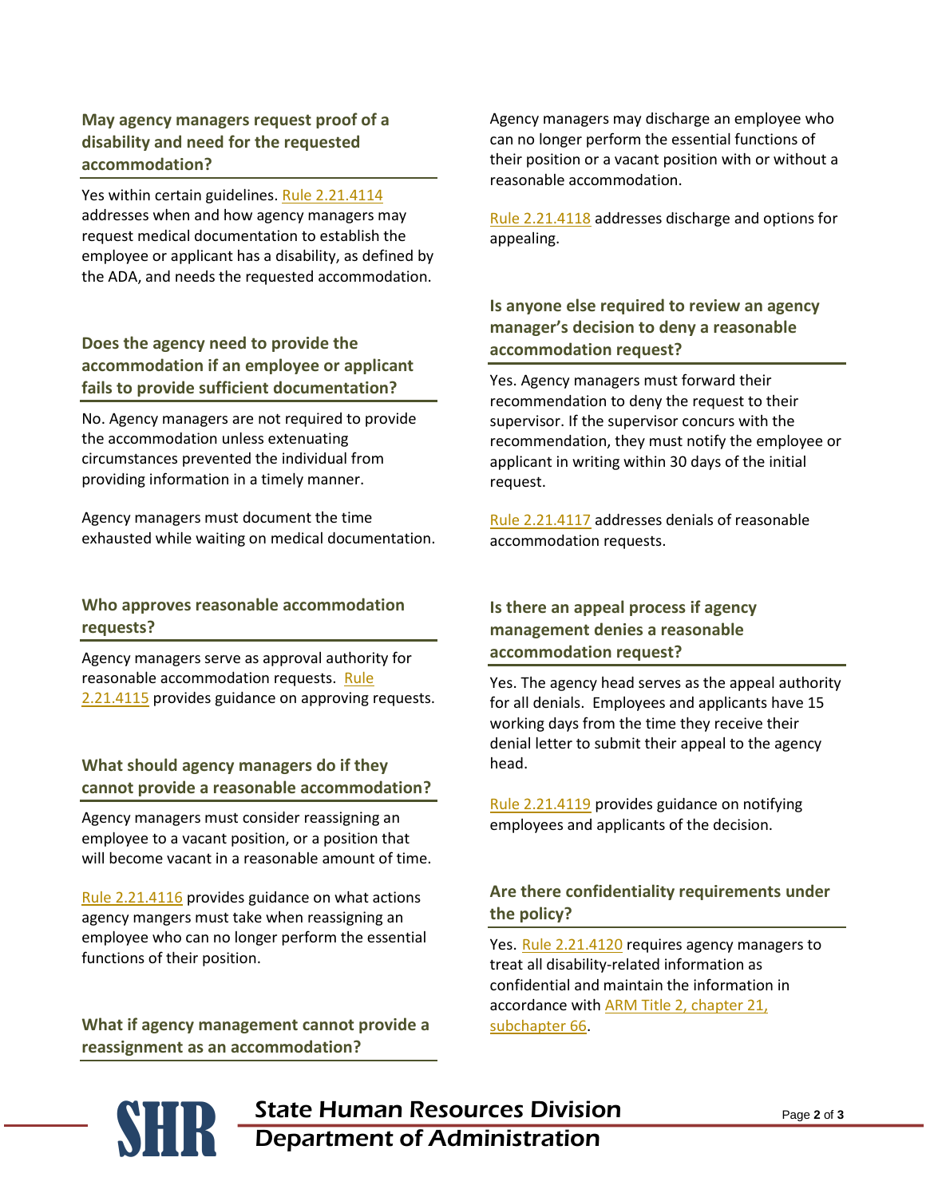### May agency managers request proof of a disability and need for the requested accommodation?

Yes within certain guidelines. Rule 2.21.4114 addresses when and how agency managers may request medical documentation to establish the employee or applicant has a disability, as defined by the ADA, and needs the requested accommodation.

### Does the agency need to provide the accommodation if an employee or applicant fails to provide sufficient documentation?

No. Agency managers are not required to provide the accommodation unless extenuating circumstances prevented the individual from providing information in a timely manner.

Agency managers must document the time exhausted while waiting on medical documentation.

### Who approves reasonable accommodation requests?

Agency managers serve as approval authority for reasonable accommodation requests. Rule 2.21.4115 provides guidance on approving requests.

### What should agency managers do if they cannot provide a reasonable accommodation?

Agency managers must consider reassigning an employee to a vacant position, or a position that will become vacant in a reasonable amount of time.

Rule 2.21.4116 provides guidance on what actions agency mangers must take when reassigning an employee who can no longer perform the essential functions of their position.

### What if agency management cannot provide a reassignment as an accommodation?

Agency managers may discharge an employee who can no longer perform the essential functions of their position or a vacant position with or without a reasonable accommodation.

Rule 2.21.4118 addresses discharge and options for appealing.

### Is anyone else required to review an agency manager's decision to deny a reasonable accommodation request?

Yes. Agency managers must forward their recommendation to deny the request to their supervisor. If the supervisor concurs with the recommendation, they must notify the employee or applicant in writing within 30 days of the initial request.

Rule 2.21.4117 addresses denials of reasonable accommodation requests.

### Is there an appeal process if agency management denies a reasonable accommodation request?

Yes. The agency head serves as the appeal authority for all denials. Employees and applicants have 15 working days from the time they receive their denial letter to submit their appeal to the agency head.

Rule 2.21.4119 provides guidance on notifying employees and applicants of the decision.

### Are there confidentiality requirements under the policy?

Yes. Rule 2.21.4120 requires agency managers to treat all disability-related information as confidential and maintain the information in accordance with ARM Title 2, chapter 21, subchapter 66.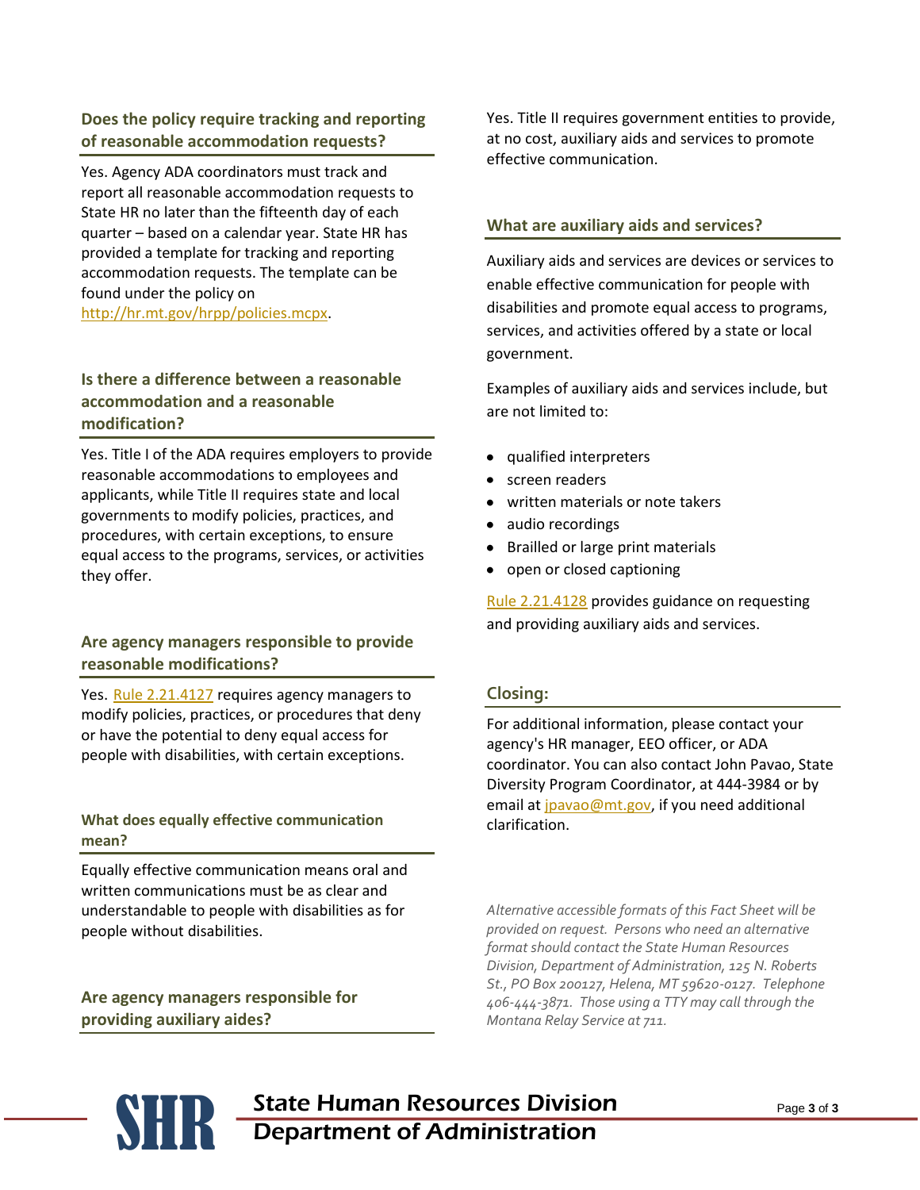### Does the policy require tracking and reporting of reasonable accommodation requests?

Yes. Agency ADA coordinators must track and report all reasonable accommodation requests to State HR no later than the fifteenth day of each quarter – based on a calendar year. State HR has provided a template for tracking and reporting accommodation requests. The template can be found under the policy on http://hr.mt.gov/hrpp/policies.mcpx.

### Is there a difference between a reasonable accommodation and a reasonable modification?

Yes. Title I of the ADA requires employers to provide reasonable accommodations to employees and applicants, while Title II requires state and local governments to modify policies, practices, and procedures, with certain exceptions, to ensure equal access to the programs, services, or activities they offer.

### Are agency managers responsible to provide reasonable modifications?

Yes. Rule 2.21.4127 requires agency managers to modify policies, practices, or procedures that deny or have the potential to deny equal access for people with disabilities, with certain exceptions.

### What does equally effective communication mean?

Equally effective communication means oral and written communications must be as clear and understandable to people with disabilities as for people without disabilities.

### Are agency managers responsible for providing auxiliary aides?

Yes. Title II requires government entities to provide, at no cost, auxiliary aids and services to promote effective communication.

### What are auxiliary aids and services?

Auxiliary aids and services are devices or services to enable effective communication for people with disabilities and promote equal access to programs, services, and activities offered by a state or local government.

Examples of auxiliary aids and services include, but are not limited to:

- qualified interpreters
- screen readers
- written materials or note takers
- audio recordings
- Brailled or large print materials
- open or closed captioning

Rule 2.21.4128 provides guidance on requesting and providing auxiliary aids and services.

### Closing:

For additional information, please contact your agency's HR manager, EEO officer, or ADA coordinator. You can also contact John Pavao, State Diversity Program Coordinator, at 444-3984 or by email at jpavao@mt.gov, if you need additional clarification.

*Alternative accessible formats of this Fact Sheet will be provided on request. Persons who need an alternative format should contact the State Human Resources Division, Department of Administration, 125 N. Roberts St., PO Box 200127, Helena, MT 59620-0127. Telephone 406-444-3871. Those using a TTY may call through the Montana Relay Service at 711.*